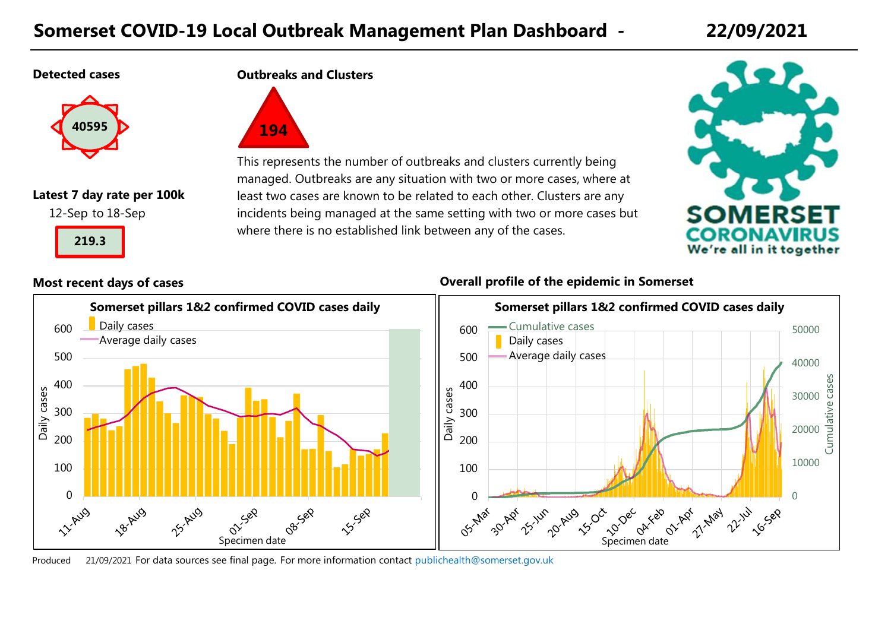# Somerset COVID-19 Local Outbreak Management Plan Dashboard - 22/09/2021

**Detected cases**

40595

**Outbreaks and Clusters**

194

This represents the number of outbreaks and clusters currently being managed. Outbreaks are any situation with two or more cases, where at least two cases are known to be related to each other. Clusters are any incidents being managed at the same setting with two or more cases but where there is no established link between any of the cases.

**Latest 7 day rate per 100k**

12-Sep to 18-Sep

219.3

SOMERSET CORONAVIRUS We're all in it together

**Most recent days of cases**

Somerset pillars 1&2 confirmed COVID cases daily

**Overall profile of the epidemic in Somerset**

Somerset pillars 1&2 confirmed COVID cases daily

Produced 21/09/2021 For data sources see final page. For more information contact publichealth@somerset.gov.uk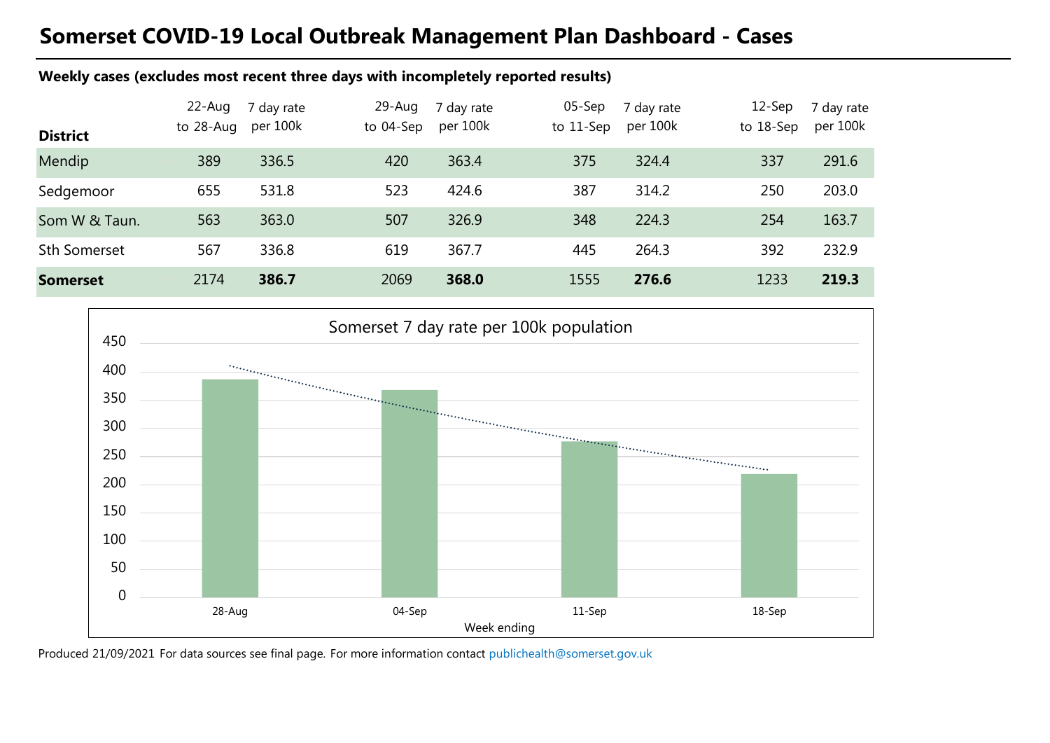# Somerset COVID-19 Local Outbreak Management Plan Dashboard - Cases

**Weekly cases (excludes most recent three days with incompletely reported results)**

| District | 22-Aug to 28-Aug | 7 day rate per 100k | 29-Aug to 04-Sep | 7 day rate per 100k | 05-Sep to 11-Sep | 7 day rate per 100k | 12-Sep to 18-Sep | 7 day rate per 100k |
|---|---|---|---|---|---|---|---|---|
| Mendip | 389 | 336.5 | 420 | 363.4 | 375 | 324.4 | 337 | 291.6 |
| Sedgemoor | 655 | 531.8 | 523 | 424.6 | 387 | 314.2 | 250 | 203.0 |
| Som W & Taun. | 563 | 363.0 | 507 | 326.9 | 348 | 224.3 | 254 | 163.7 |
| Sth Somerset | 567 | 336.8 | 619 | 367.7 | 445 | 264.3 | 392 | 232.9 |
| **Somerset** | 2174 | **386.7** | 2069 | **368.0** | 1555 | **276.6** | 1233 | **219.3** |

Somerset 7 day rate per 100k population

| Week ending | 7 day rate per 100k |
|---|---|
| 28-Aug | 386.7 |
| 04-Sep | 368.0 |
| 11-Sep | 276.6 |
| 18-Sep | 219.3 |

Produced 21/09/2021 For data sources see final page. For more information contact publichealth@somerset.gov.uk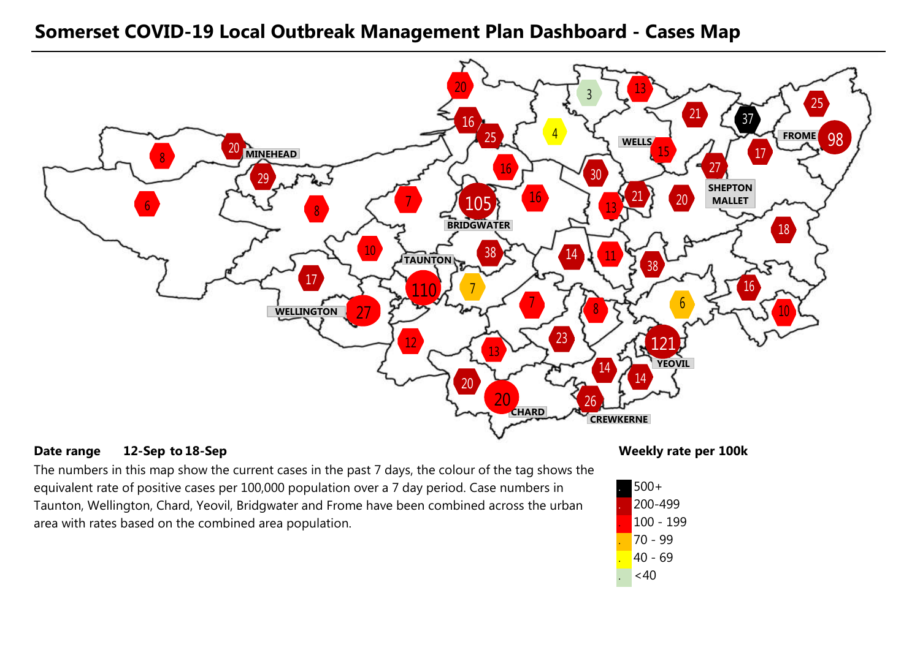# Somerset COVID-19 Local Outbreak Management Plan Dashboard - Cases Map

**Date range** **12-Sep to 18-Sep**

The numbers in this map show the current cases in the past 7 days, the colour of the tag shows the equivalent rate of positive cases per 100,000 population over a 7 day period. Case numbers in Taunton, Wellington, Chard, Yeovil, Bridgwater and Frome have been combined across the urban area with rates based on the combined area population.

**Weekly rate per 100k**

- 500+
- 200-499
- 100 - 199
- 70 - 99
- 40 - 69
- <40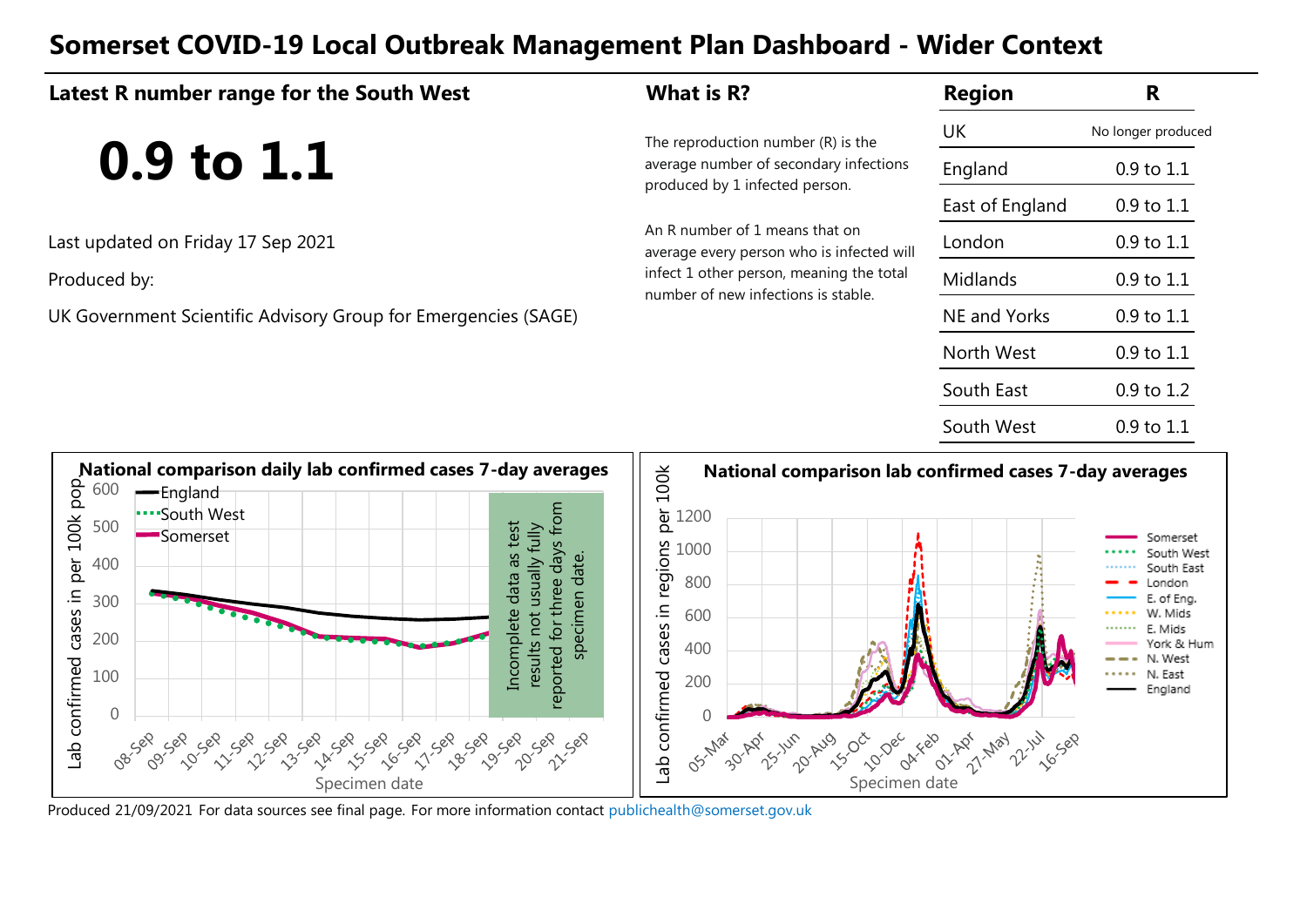# Somerset COVID-19 Local Outbreak Management Plan Dashboard - Wider Context

## Latest R number range for the South West

**0.9 to 1.1**

Last updated on Friday 17 Sep 2021

Produced by:

UK Government Scientific Advisory Group for Emergencies (SAGE)

## What is R?

The reproduction number (R) is the average number of secondary infections produced by 1 infected person.

An R number of 1 means that on average every person who is infected will infect 1 other person, meaning the total number of new infections is stable.

| Region | R |
|---|---|
| UK | No longer produced |
| England | 0.9 to 1.1 |
| East of England | 0.9 to 1.1 |
| London | 0.9 to 1.1 |
| Midlands | 0.9 to 1.1 |
| NE and Yorks | 0.9 to 1.1 |
| North West | 0.9 to 1.1 |
| South East | 0.9 to 1.2 |
| South West | 0.9 to 1.1 |

**National comparison daily lab confirmed cases 7-day averages**

Incomplete data as test results not usually fully reported for three days from specimen date.

**National comparison lab confirmed cases 7-day averages**

Produced 21/09/2021 For data sources see final page. For more information contact publichealth@somerset.gov.uk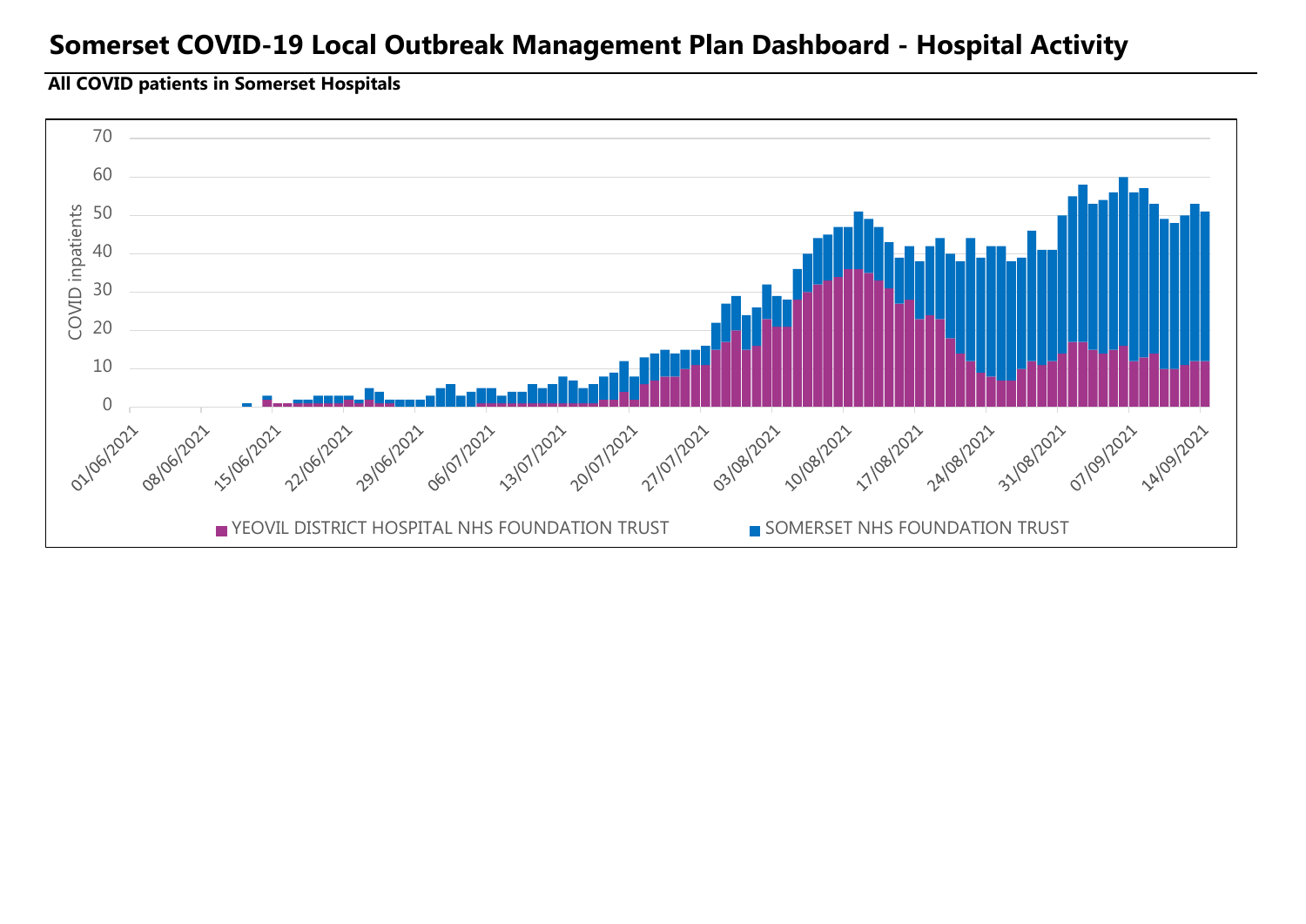# Somerset COVID-19 Local Outbreak Management Plan Dashboard - Hospital Activity

**All COVID patients in Somerset Hospitals**

COVID inpatients

70
60
50
40
30
20
10
0

01/06/2021 08/06/2021 15/06/2021 22/06/2021 29/06/2021 06/07/2021 13/07/2021 20/07/2021 27/07/2021 03/08/2021 10/08/2021 17/08/2021 24/08/2021 31/08/2021 07/09/2021 14/09/2021

YEOVIL DISTRICT HOSPITAL NHS FOUNDATION TRUST

SOMERSET NHS FOUNDATION TRUST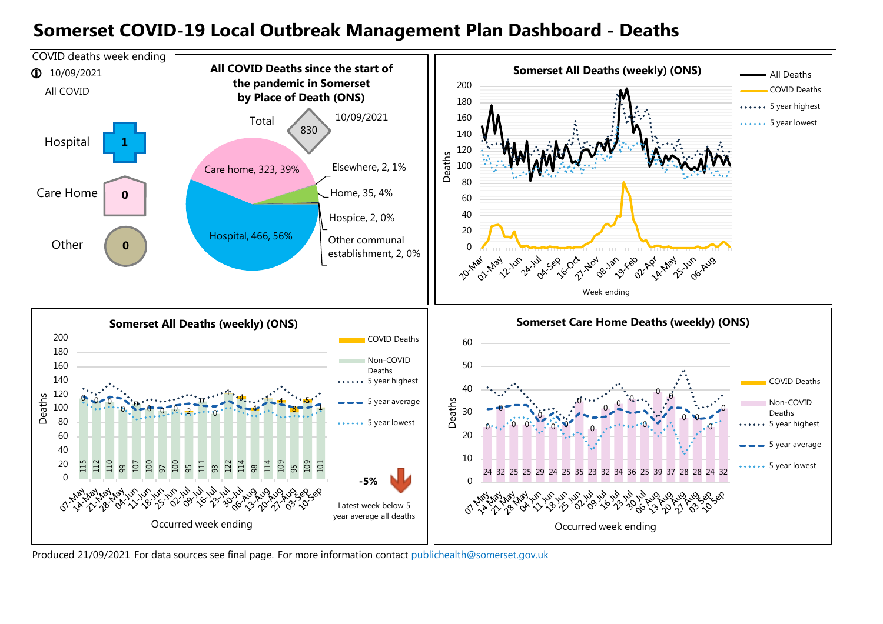# Somerset COVID-19 Local Outbreak Management Plan Dashboard - Deaths

COVID deaths week ending

10/09/2021

All COVID

| Place | Deaths |
|---|---|
| Hospital | 1 |
| Care Home | 0 |
| Other | 0 |

## All COVID Deaths since the start of the pandemic in Somerset by Place of Death (ONS)

Total: 830 (10/09/2021)

- Hospital, 466, 56%
- Care home, 323, 39%
- Home, 35, 4%
- Elsewhere, 2, 1%
- Hospice, 2, 0%
- Other communal establishment, 2, 0%

## Somerset All Deaths (weekly) (ONS)

Legend: All Deaths; COVID Deaths; 5 year highest; 5 year lowest

Deaths (y-axis); Week ending (x-axis): 20-Mar, 01-May, 12-Jun, 24-Jul, 04-Sep, 16-Oct, 27-Nov, 08-Jan, 19-Feb, 02-Apr, 14-May, 25-Jun, 06-Aug

## Somerset All Deaths (weekly) (ONS)

Legend: COVID Deaths; Non-COVID Deaths; 5 year highest; 5 year average; 5 year lowest

| Occurred week ending | Non-COVID Deaths | COVID Deaths |
|---|---|---|
| 07-May | 115 | 0 |
| 14-May | 112 | 0 |
| 21-May | 110 | 0 |
| 28-May | 99 | 0 |
| 04-Jun | 107 | 0 |
| 11-Jun | 100 | 0 |
| 18-Jun | 97 | 0 |
| 25-Jun | 100 | 0 |
| 02-Jul | 95 | 2 |
| 09-Jul | 111 | 0 |
| 16-Jul | 93 | 0 |
| 23-Jul | 122 | 1 |
| 30-Jul | 114 | 4 |
| 06-Aug | 98 | 4 |
| 13-Aug | 114 | 1 |
| 20-Aug | 109 | 4 |
| 27-Aug | 95 | 8 |
| 03-Sep | 109 | 5 |
| 10-Sep | 101 | 1 |

-5% Latest week below 5 year average all deaths

## Somerset Care Home Deaths (weekly) (ONS)

Legend: COVID Deaths; Non-COVID Deaths; 5 year highest; 5 year average; 5 year lowest

| Occurred week ending | Non-COVID Deaths | COVID Deaths |
|---|---|---|
| 07 May | 24 | 0 |
| 14 May | 32 | 0 |
| 21 May | 25 | 0 |
| 28 May | 25 | 0 |
| 04 Jun | 29 | 0 |
| 11 Jun | 24 | 0 |
| 18 Jun | 25 | 0 |
| 25 Jun | 35 | 0 |
| 02 Jul | 23 | 0 |
| 09 Jul | 32 | 0 |
| 16 Jul | 34 | 0 |
| 23 Jul | 36 | 0 |
| 30 Jul | 25 | 0 |
| 06 Aug | 39 | 0 |
| 13 Aug | 37 | 0 |
| 20 Aug | 28 | 0 |
| 27 Aug | 28 | 0 |
| 03 Sep | 24 | 0 |
| 10 Sep | 32 | 0 |

Produced 21/09/2021 For data sources see final page. For more information contact publichealth@somerset.gov.uk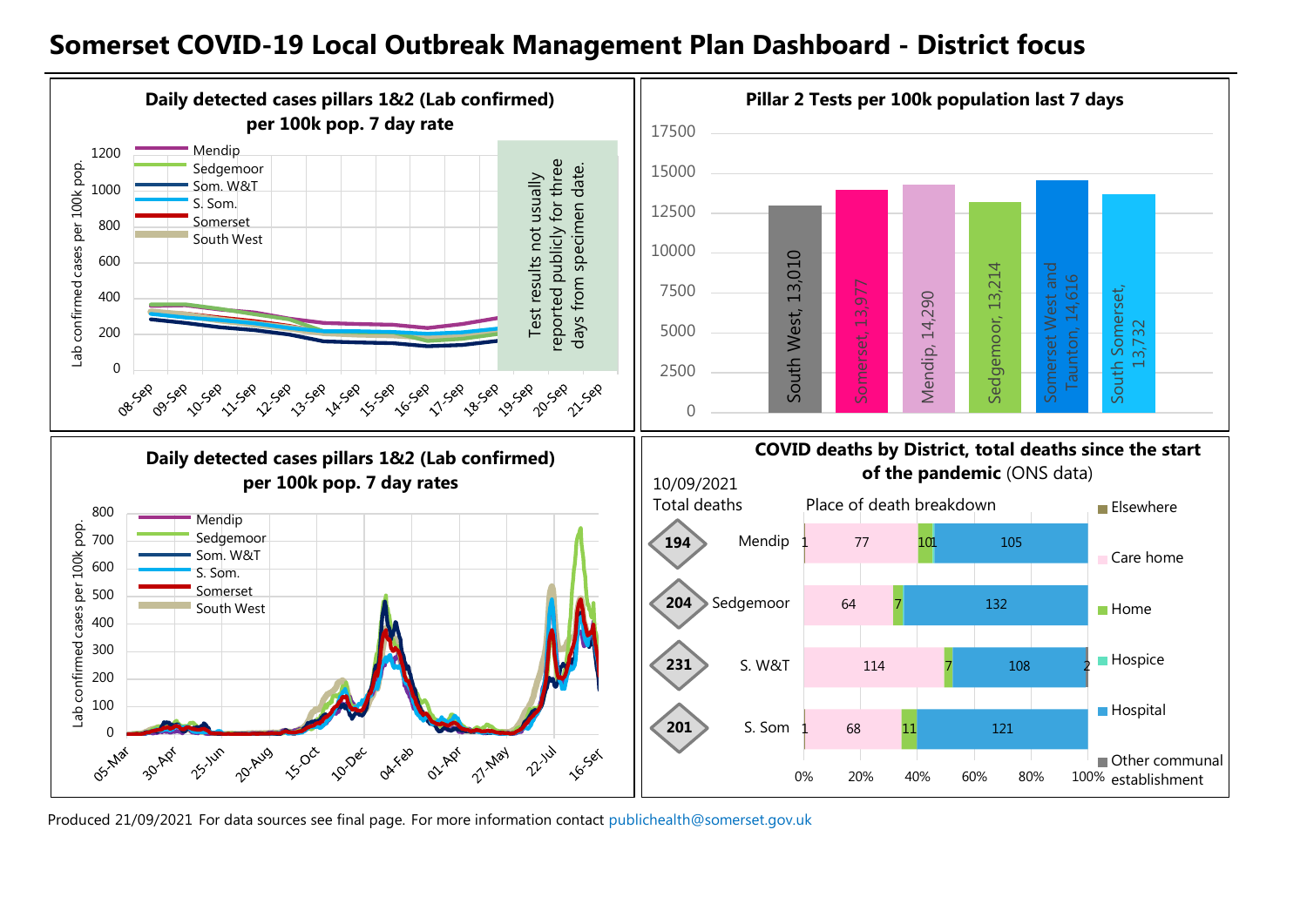# Somerset COVID-19 Local Outbreak Management Plan Dashboard - District focus

### Daily detected cases pillars 1&2 (Lab confirmed) per 100k pop. 7 day rate

Lab confirmed cases per 100k pop.

Legend: Mendip, Sedgemoor, Som. W&T, S. Som., Somerset, South West

Test results not usually reported publicly for three days from specimen date.

08-Sep, 09-Sep, 10-Sep, 11-Sep, 12-Sep, 13-Sep, 14-Sep, 15-Sep, 16-Sep, 17-Sep, 18-Sep, 19-Sep, 20-Sep, 21-Sep

### Pillar 2 Tests per 100k population last 7 days

| Area | Tests per 100k |
|---|---|
| South West | 13,010 |
| Somerset | 13,977 |
| Mendip | 14,290 |
| Sedgemoor | 13,214 |
| Somerset West and Taunton | 14,616 |
| South Somerset | 13,732 |

### Daily detected cases pillars 1&2 (Lab confirmed) per 100k pop. 7 day rates

Lab confirmed cases per 100k pop.

Legend: Mendip, Sedgemoor, Som. W&T, S. Som., Somerset, South West

05-Mar, 30-Apr, 25-Jun, 20-Aug, 15-Oct, 10-Dec, 04-Feb, 01-Apr, 27-May, 22-Jul, 16-Sep

### COVID deaths by District, total deaths since the start of the pandemic (ONS data)

10/09/2021

| District | Total deaths | Elsewhere | Care home | Home | Hospice | Hospital | Other communal establishment |
|---|---|---|---|---|---|---|---|
| Mendip | 194 | 1 | 77 | 10 | 1 | 105 | |
| Sedgemoor | 204 | | 64 | 7 | | 132 | |
| S. W&T | 231 | | 114 | 7 | | 108 | 2 |
| S. Som | 201 | 1 | 68 | 11 | | 121 | |

Produced 21/09/2021 For data sources see final page. For more information contact publichealth@somerset.gov.uk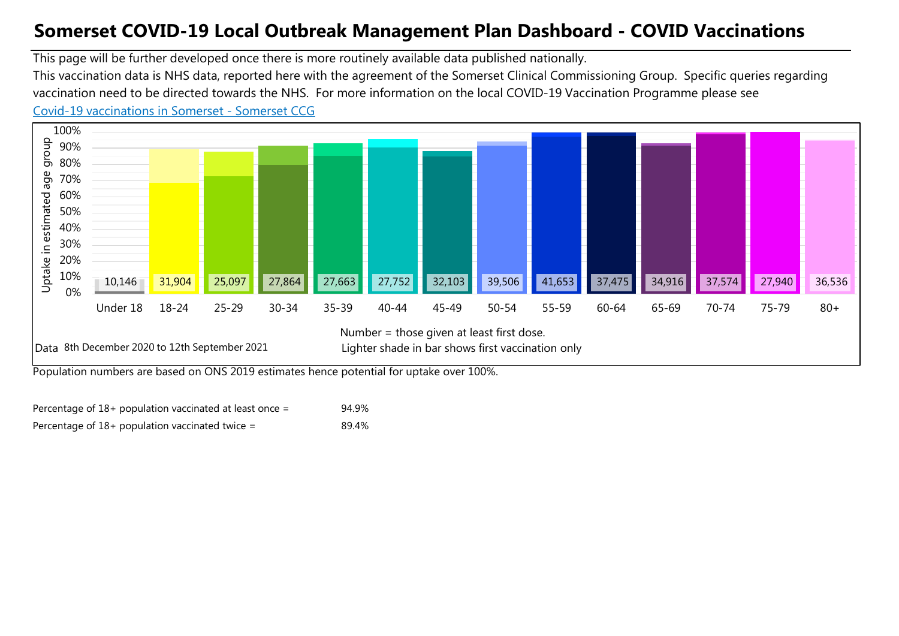# Somerset COVID-19 Local Outbreak Management Plan Dashboard - COVID Vaccinations

This page will be further developed once there is more routinely available data published nationally.

This vaccination data is NHS data, reported here with the agreement of the Somerset Clinical Commissioning Group. Specific queries regarding vaccination need to be directed towards the NHS. For more information on the local COVID-19 Vaccination Programme please see [Covid-19 vaccinations in Somerset - Somerset CCG]()

| Age group | Under 18 | 18-24 | 25-29 | 30-34 | 35-39 | 40-44 | 45-49 | 50-54 | 55-59 | 60-64 | 65-69 | 70-74 | 75-79 | 80+ |
|---|---|---|---|---|---|---|---|---|---|---|---|---|---|---|
| Number given at least first dose | 10,146 | 31,904 | 25,097 | 27,864 | 27,663 | 27,752 | 32,103 | 39,506 | 41,653 | 37,475 | 34,916 | 37,574 | 27,940 | 36,536 |

Uptake in estimated age group

Number = those given at least first dose.

Lighter shade in bar shows first vaccination only

Data 8th December 2020 to 12th September 2021

Population numbers are based on ONS 2019 estimates hence potential for uptake over 100%.

| | |
|---|---|
| Percentage of 18+ population vaccinated at least once = | 94.9% |
| Percentage of 18+ population vaccinated twice = | 89.4% |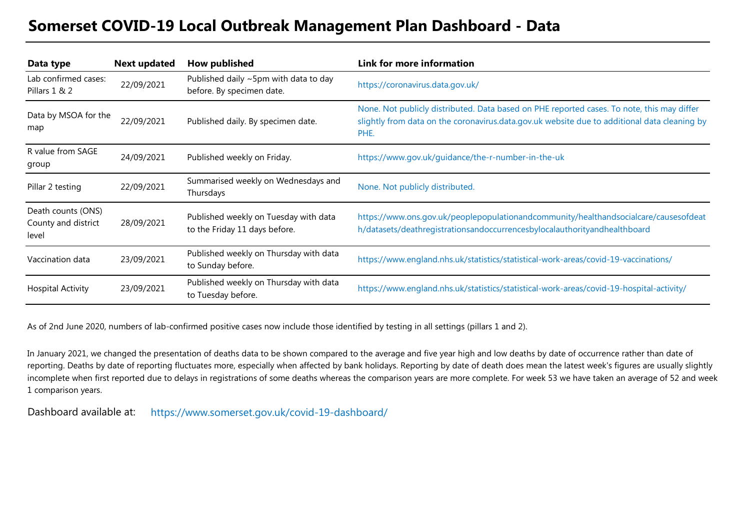# Somerset COVID-19 Local Outbreak Management Plan Dashboard - Data

| Data type | Next updated | How published | Link for more information |
|---|---|---|---|
| Lab confirmed cases: Pillars 1 & 2 | 22/09/2021 | Published daily ~5pm with data to day before. By specimen date. | https://coronavirus.data.gov.uk/ |
| Data by MSOA for the map | 22/09/2021 | Published daily. By specimen date. | None. Not publicly distributed. Data based on PHE reported cases. To note, this may differ slightly from data on the coronavirus.data.gov.uk website due to additional data cleaning by PHE. |
| R value from SAGE group | 24/09/2021 | Published weekly on Friday. | https://www.gov.uk/guidance/the-r-number-in-the-uk |
| Pillar 2 testing | 22/09/2021 | Summarised weekly on Wednesdays and Thursdays | None. Not publicly distributed. |
| Death counts (ONS) County and district level | 28/09/2021 | Published weekly on Tuesday with data to the Friday 11 days before. | https://www.ons.gov.uk/peoplepopulationandcommunity/healthandsocialcare/causesofdeath/datasets/deathregistrationsandoccurrencesbylocalauthorityandhealthboard |
| Vaccination data | 23/09/2021 | Published weekly on Thursday with data to Sunday before. | https://www.england.nhs.uk/statistics/statistical-work-areas/covid-19-vaccinations/ |
| Hospital Activity | 23/09/2021 | Published weekly on Thursday with data to Tuesday before. | https://www.england.nhs.uk/statistics/statistical-work-areas/covid-19-hospital-activity/ |

As of 2nd June 2020, numbers of lab-confirmed positive cases now include those identified by testing in all settings (pillars 1 and 2).

In January 2021, we changed the presentation of deaths data to be shown compared to the average and five year high and low deaths by date of occurrence rather than date of reporting. Deaths by date of reporting fluctuates more, especially when affected by bank holidays. Reporting by date of death does mean the latest week's figures are usually slightly incomplete when first reported due to delays in registrations of some deaths whereas the comparison years are more complete. For week 53 we have taken an average of 52 and week 1 comparison years.

Dashboard available at: https://www.somerset.gov.uk/covid-19-dashboard/